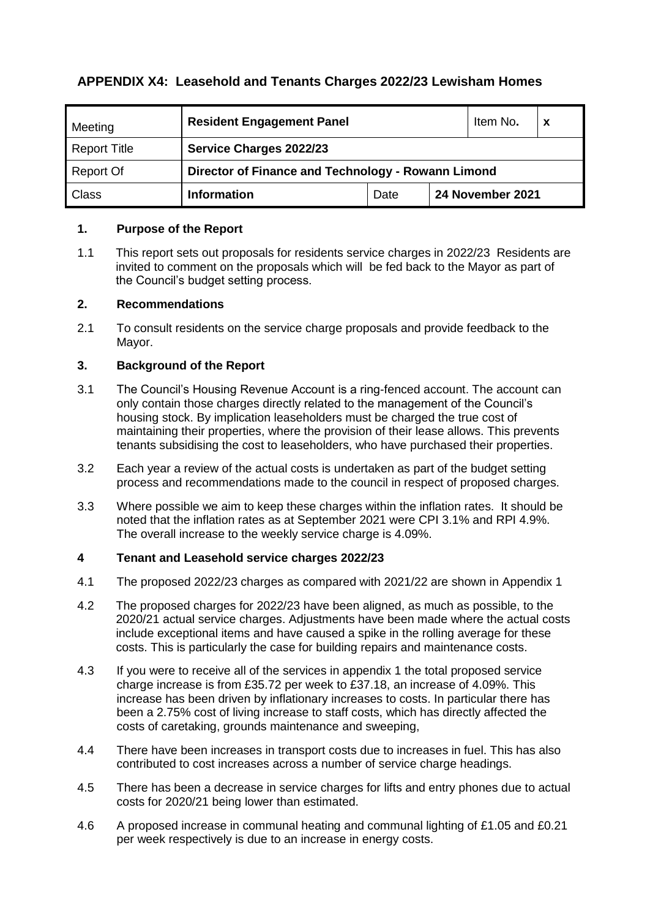## APPENDIX X4: Leasehold and Tenants Charges 2022/23 Lewisham Homes

| Meeting | Resident Engagement Panel | | | Item No. | x |
|---|---|---|---|---|---|
| Report Title | **Service Charges 2022/23** | | | | |
| Report Of | **Director of Finance and Technology - Rowann Limond** | | | | |
| Class | **Information** | Date | **24 November 2021** | | |

### 1. Purpose of the Report

1.1 This report sets out proposals for residents service charges in 2022/23 Residents are invited to comment on the proposals which will be fed back to the Mayor as part of the Council's budget setting process.

### 2. Recommendations

2.1 To consult residents on the service charge proposals and provide feedback to the Mayor.

### 3. Background of the Report

3.1 The Council's Housing Revenue Account is a ring-fenced account. The account can only contain those charges directly related to the management of the Council's housing stock. By implication leaseholders must be charged the true cost of maintaining their properties, where the provision of their lease allows. This prevents tenants subsidising the cost to leaseholders, who have purchased their properties.

3.2 Each year a review of the actual costs is undertaken as part of the budget setting process and recommendations made to the council in respect of proposed charges.

3.3 Where possible we aim to keep these charges within the inflation rates. It should be noted that the inflation rates as at September 2021 were CPI 3.1% and RPI 4.9%. The overall increase to the weekly service charge is 4.09%.

### 4 Tenant and Leasehold service charges 2022/23

4.1 The proposed 2022/23 charges as compared with 2021/22 are shown in Appendix 1

4.2 The proposed charges for 2022/23 have been aligned, as much as possible, to the 2020/21 actual service charges. Adjustments have been made where the actual costs include exceptional items and have caused a spike in the rolling average for these costs. This is particularly the case for building repairs and maintenance costs.

4.3 If you were to receive all of the services in appendix 1 the total proposed service charge increase is from £35.72 per week to £37.18, an increase of 4.09%. This increase has been driven by inflationary increases to costs. In particular there has been a 2.75% cost of living increase to staff costs, which has directly affected the costs of caretaking, grounds maintenance and sweeping,

4.4 There have been increases in transport costs due to increases in fuel. This has also contributed to cost increases across a number of service charge headings.

4.5 There has been a decrease in service charges for lifts and entry phones due to actual costs for 2020/21 being lower than estimated.

4.6 A proposed increase in communal heating and communal lighting of £1.05 and £0.21 per week respectively is due to an increase in energy costs.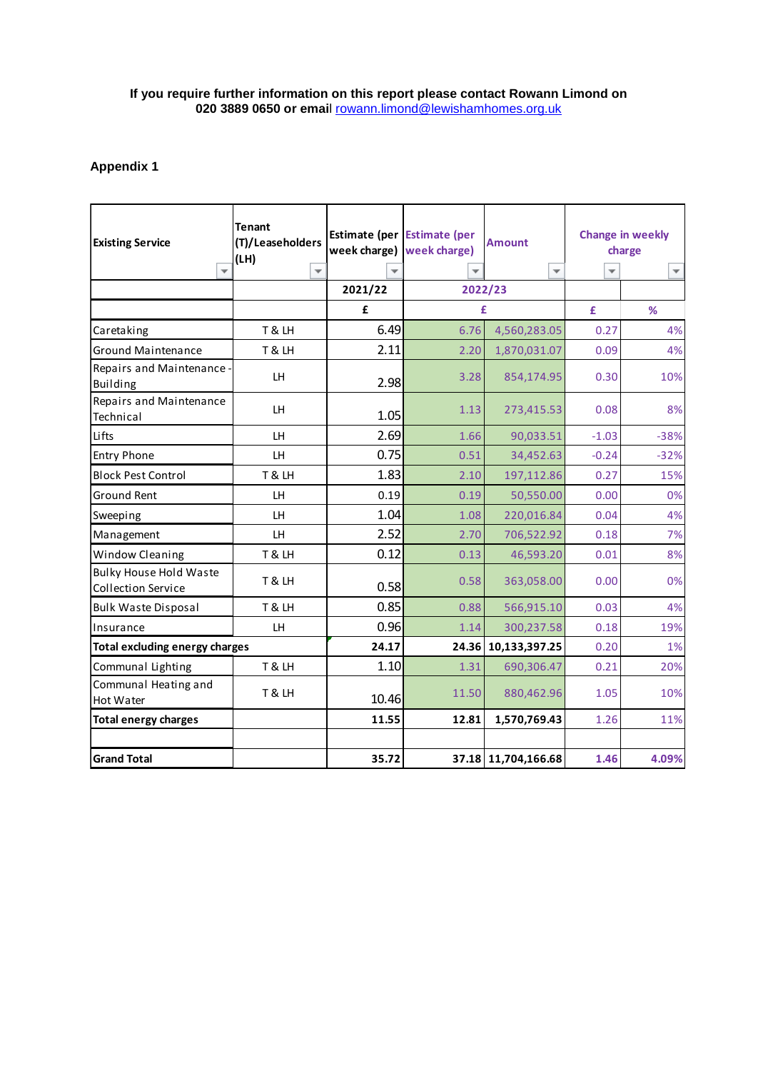**If you require further information on this report please contact Rowann Limond on 020 3889 0650 or email rowann.limond@lewishamhomes.org.uk**

**Appendix 1**

| Existing Service | Tenant (T)/Leaseholders (LH) | Estimate (per week charge) | Estimate (per week charge) | Amount | Change in weekly charge | |
|---|---|---|---|---|---|---|
| | | 2021/22 | 2022/23 | | | |
| | | £ | £ | | £ | % |
| Caretaking | T & LH | 6.49 | 6.76 | 4,560,283.05 | 0.27 | 4% |
| Ground Maintenance | T & LH | 2.11 | 2.20 | 1,870,031.07 | 0.09 | 4% |
| Repairs and Maintenance - Building | LH | 2.98 | 3.28 | 854,174.95 | 0.30 | 10% |
| Repairs and Maintenance Technical | LH | 1.05 | 1.13 | 273,415.53 | 0.08 | 8% |
| Lifts | LH | 2.69 | 1.66 | 90,033.51 | -1.03 | -38% |
| Entry Phone | LH | 0.75 | 0.51 | 34,452.63 | -0.24 | -32% |
| Block Pest Control | T & LH | 1.83 | 2.10 | 197,112.86 | 0.27 | 15% |
| Ground Rent | LH | 0.19 | 0.19 | 50,550.00 | 0.00 | 0% |
| Sweeping | LH | 1.04 | 1.08 | 220,016.84 | 0.04 | 4% |
| Management | LH | 2.52 | 2.70 | 706,522.92 | 0.18 | 7% |
| Window Cleaning | T & LH | 0.12 | 0.13 | 46,593.20 | 0.01 | 8% |
| Bulky House Hold Waste Collection Service | T & LH | 0.58 | 0.58 | 363,058.00 | 0.00 | 0% |
| Bulk Waste Disposal | T & LH | 0.85 | 0.88 | 566,915.10 | 0.03 | 4% |
| Insurance | LH | 0.96 | 1.14 | 300,237.58 | 0.18 | 19% |
| **Total excluding energy charges** | | **24.17** | **24.36** | **10,133,397.25** | 0.20 | 1% |
| Communal Lighting | T & LH | 1.10 | 1.31 | 690,306.47 | 0.21 | 20% |
| Communal Heating and Hot Water | T & LH | 10.46 | 11.50 | 880,462.96 | 1.05 | 10% |
| **Total energy charges** | | **11.55** | **12.81** | **1,570,769.43** | 1.26 | 11% |
| | | | | | | |
| **Grand Total** | | **35.72** | **37.18** | **11,704,166.68** | **1.46** | **4.09%** |